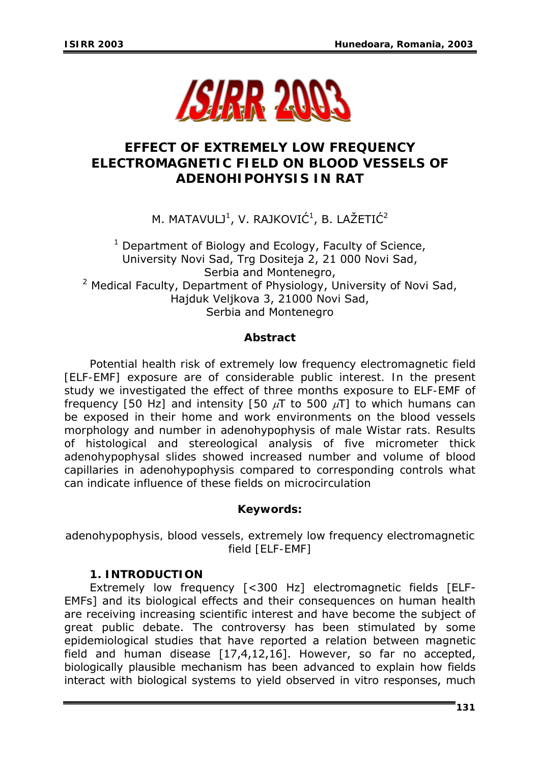# EFFECT OF EXTREMELY LOW FREQUENCY ELECTROMAGNETIC FIELD ON BLOOD VESSELS OF ADENOHIPOPHYSIS IN RAT

M. MATAVULJ[1], V. RAJKOVIĆ[1], B. LAŽETIĆ[2]

[1] Department of Biology and Ecology, Faculty of Science, University Novi Sad, Trg Dositeja 2, 21 000 Novi Sad, Serbia and Montenegro,
[2] Medical Faculty, Department of Physiology, University of Novi Sad, Hajduk Veljkova 3, 21000 Novi Sad, Serbia and Montenegro

### Abstract

*Potential health risk of extremely low frequency electromagnetic field [ELF-EMF] exposure are of considerable public interest. In the present study we investigated the effect of three months exposure to ELF-EMF of frequency [50 Hz] and intensity [50 μT to 500 μT] to which humans can be exposed in their home and work environments on the blood vessels morphology and number in adenohypophysis of male Wistar rats. Results of histological and stereological analysis of five micrometer thick adenohypophysal slides showed increased number and volume of blood capillaries in adenohypophysis compared to corresponding controls what can indicate influence of these fields on microcirculation*

### Keywords:

*adenohypophysis, blood vessels, extremely low frequency electromagnetic field [ELF-EMF]*

## 1. INTRODUCTION

Extremely low frequency [<300 Hz] electromagnetic fields [ELF-EMFs] and its biological effects and their consequences on human health are receiving increasing scientific interest and have become the subject of great public debate. The controversy has been stimulated by some epidemiological studies that have reported a relation between magnetic field and human disease [17,4,12,16]. However, so far no accepted, biologically plausible mechanism has been advanced to explain how fields interact with biological systems to yield observed in vitro responses, much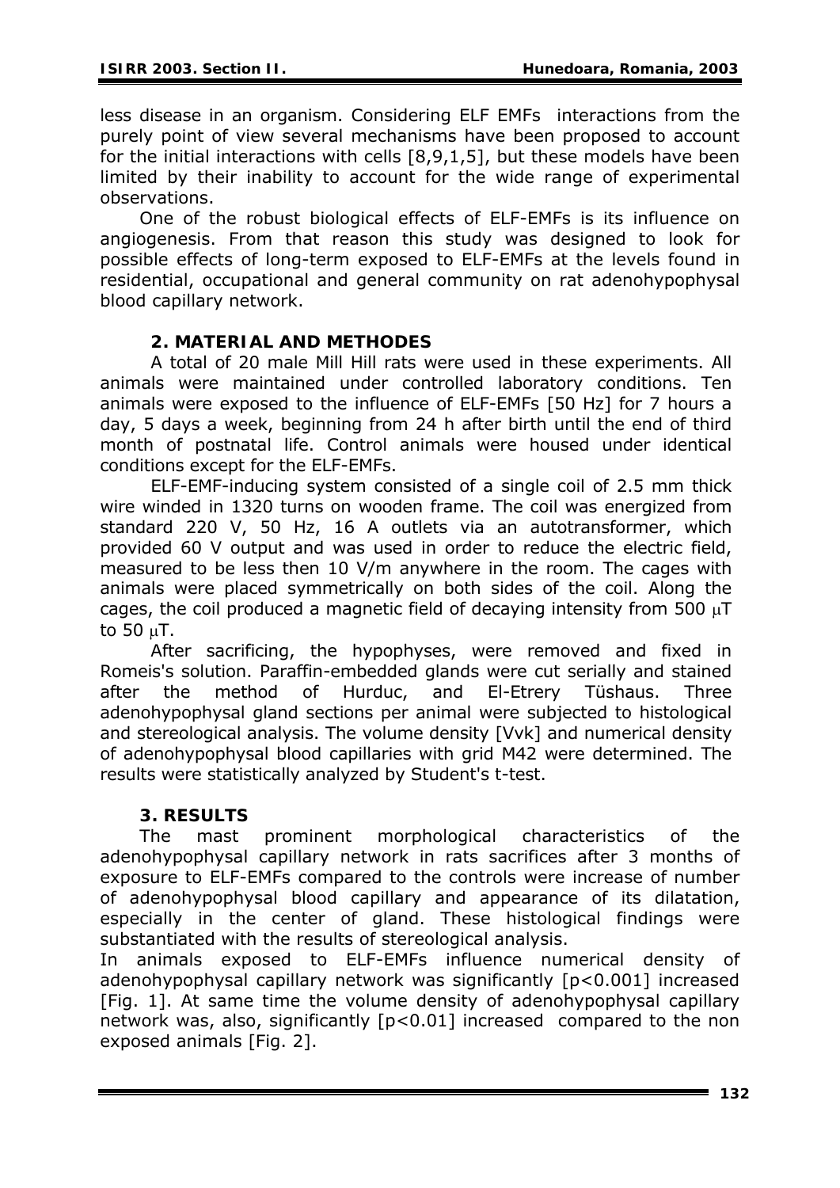less disease in an organism. Considering ELF EMFs interactions from the purely point of view several mechanisms have been proposed to account for the initial interactions with cells [8,9,1,5], but these models have been limited by their inability to account for the wide range of experimental observations.

One of the robust biological effects of ELF-EMFs is its influence on angiogenesis. From that reason this study was designed to look for possible effects of long-term exposed to ELF-EMFs at the levels found in residential, occupational and general community on rat adenohypophysal blood capillary network.

## 2. MATERIAL AND METHODES

A total of 20 male Mill Hill rats were used in these experiments. All animals were maintained under controlled laboratory conditions. Ten animals were exposed to the influence of ELF-EMFs [50 Hz] for 7 hours a day, 5 days a week, beginning from 24 h after birth until the end of third month of postnatal life. Control animals were housed under identical conditions except for the ELF-EMFs.

ELF-EMF-inducing system consisted of a single coil of 2.5 mm thick wire winded in 1320 turns on wooden frame. The coil was energized from standard 220 V, 50 Hz, 16 A outlets via an autotransformer, which provided 60 V output and was used in order to reduce the electric field, measured to be less then 10 V/m anywhere in the room. The cages with animals were placed symmetrically on both sides of the coil. Along the cages, the coil produced a magnetic field of decaying intensity from 500 $\mu$T to 50 $\mu$T.

After sacrificing, the hypophyses, were removed and fixed in Romeis's solution. Paraffin-embedded glands were cut serially and stained after the method of Hurduc, and El-Etrery Tüshaus. Three adenohypophysal gland sections per animal were subjected to histological and stereological analysis. The volume density [Vvk] and numerical density of adenohypophysal blood capillaries with grid M42 were determined. The results were statistically analyzed by Student's t-test.

## 3. RESULTS

The mast prominent morphological characteristics of the adenohypophysal capillary network in rats sacrifices after 3 months of exposure to ELF-EMFs compared to the controls were increase of number of adenohypophysal blood capillary and appearance of its dilatation, especially in the center of gland. These histological findings were substantiated with the results of stereological analysis.

In animals exposed to ELF-EMFs influence numerical density of adenohypophysal capillary network was significantly [$p<0.001$] increased [Fig. 1]. At same time the volume density of adenohypophysal capillary network was, also, significantly [$p<0.01$] increased compared to the non exposed animals [Fig. 2].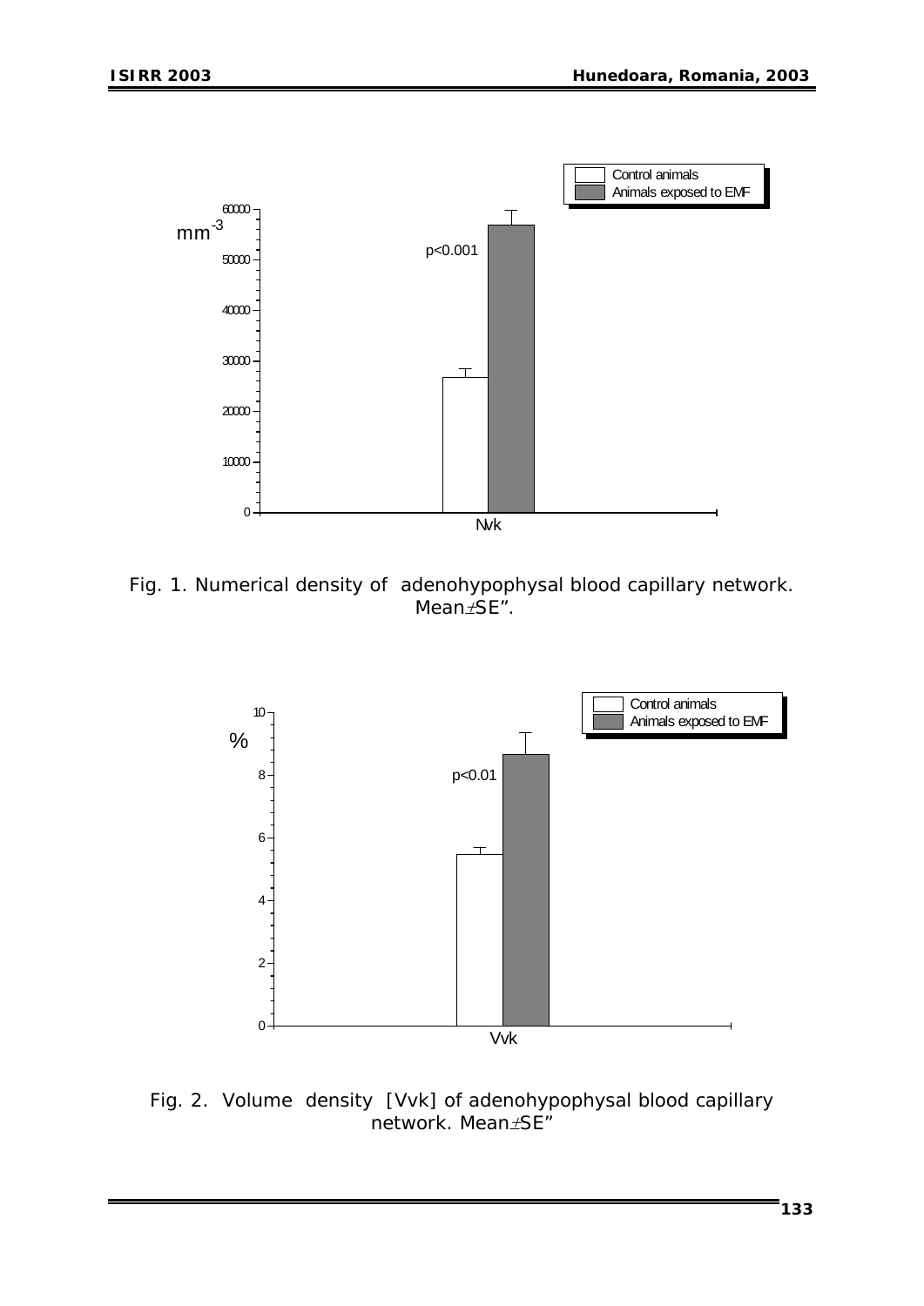Fig. 1. Numerical density of adenohypophysal blood capillary network. Mean±SE".

Fig. 2. Volume density [Vvk] of adenohypophysal blood capillary network. Mean±SE"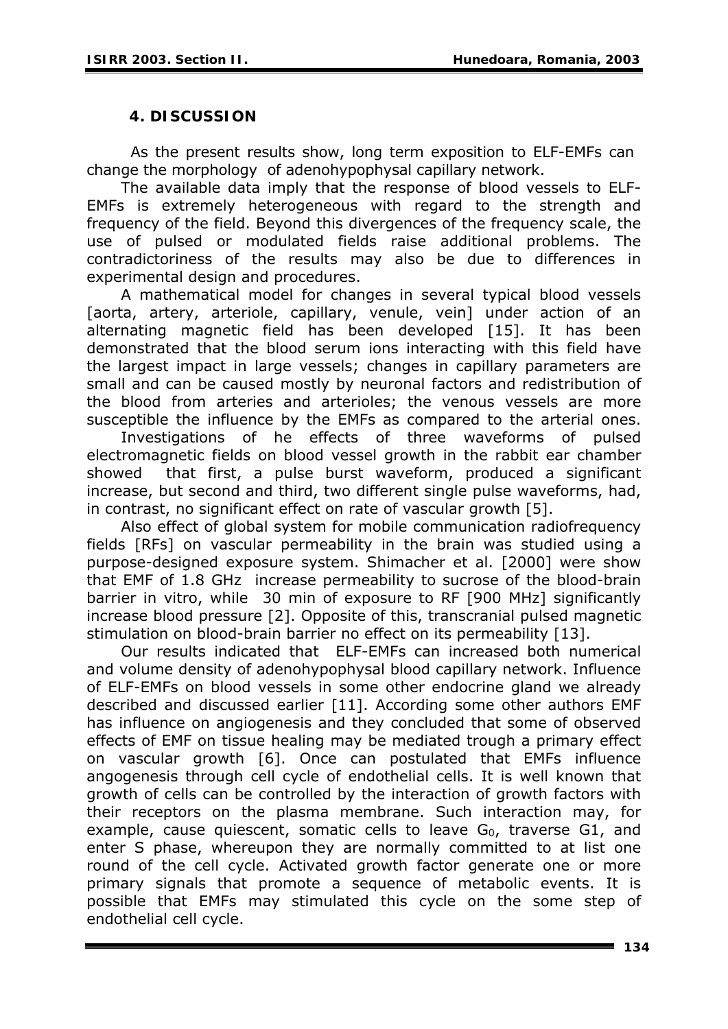## 4. DISCUSSION

As the present results show, long term exposition to ELF-EMFs can change the morphology of adenohypophysal capillary network.

The available data imply that the response of blood vessels to ELF-EMFs is extremely heterogeneous with regard to the strength and frequency of the field. Beyond this divergences of the frequency scale, the use of pulsed or modulated fields raise additional problems. The contradictoriness of the results may also be due to differences in experimental design and procedures.

A mathematical model for changes in several typical blood vessels [aorta, artery, arteriole, capillary, venule, vein] under action of an alternating magnetic field has been developed [15]. It has been demonstrated that the blood serum ions interacting with this field have the largest impact in large vessels; changes in capillary parameters are small and can be caused mostly by neuronal factors and redistribution of the blood from arteries and arterioles; the venous vessels are more susceptible the influence by the EMFs as compared to the arterial ones.

Investigations of he effects of three waveforms of pulsed electromagnetic fields on blood vessel growth in the rabbit ear chamber showed that first, a pulse burst waveform, produced a significant increase, but second and third, two different single pulse waveforms, had, in contrast, no significant effect on rate of vascular growth [5].

Also effect of global system for mobile communication radiofrequency fields [RFs] on vascular permeability in the brain was studied using a purpose-designed exposure system. Shimacher et al. [2000] were show that EMF of 1.8 GHz increase permeability to sucrose of the blood-brain barrier in vitro, while 30 min of exposure to RF [900 MHz] significantly increase blood pressure [2]. Opposite of this, transcranial pulsed magnetic stimulation on blood-brain barrier no effect on its permeability [13].

Our results indicated that ELF-EMFs can increased both numerical and volume density of adenohypophysal blood capillary network. Influence of ELF-EMFs on blood vessels in some other endocrine gland we already described and discussed earlier [11]. According some other authors EMF has influence on angiogenesis and they concluded that some of observed effects of EMF on tissue healing may be mediated trough a primary effect on vascular growth [6]. Once can postulated that EMFs influence angogenesis through cell cycle of endothelial cells. It is well known that growth of cells can be controlled by the interaction of growth factors with their receptors on the plasma membrane. Such interaction may, for example, cause quiescent, somatic cells to leave $G_0$, traverse G1, and enter S phase, whereupon they are normally committed to at list one round of the cell cycle. Activated growth factor generate one or more primary signals that promote a sequence of metabolic events. It is possible that EMFs may stimulated this cycle on the some step of endothelial cell cycle.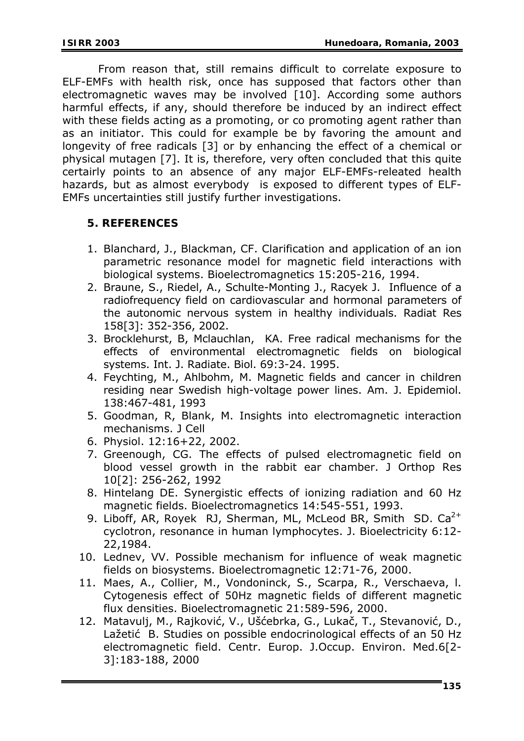From reason that, still remains difficult to correlate exposure to ELF-EMFs with health risk, once has supposed that factors other than electromagnetic waves may be involved [10]. According some authors harmful effects, if any, should therefore be induced by an indirect effect with these fields acting as a promoting, or co promoting agent rather than as an initiator. This could for example be by favoring the amount and longevity of free radicals [3] or by enhancing the effect of a chemical or physical mutagen [7]. It is, therefore, very often concluded that this quite certairly points to an absence of any major ELF-EMFs-releated health hazards, but as almost everybody is exposed to different types of ELF-EMFs uncertainties still justify further investigations.

## 5. REFERENCES

1. Blanchard, J., Blackman, CF. Clarification and application of an ion parametric resonance model for magnetic field interactions with biological systems. Bioelectromagnetics 15:205-216, 1994.
2. Braune, S., Riedel, A., Schulte-Monting J., Racyek J. Influence of a radiofrequency field on cardiovascular and hormonal parameters of the autonomic nervous system in healthy individuals. Radiat Res 158[3]: 352-356, 2002.
3. Brocklehurst, B, Mclauchlan, KA. Free radical mechanisms for the effects of environmental electromagnetic fields on biological systems. Int. J. Radiate. Biol. 69:3-24. 1995.
4. Feychting, M., Ahlbohm, M. Magnetic fields and cancer in children residing near Swedish high-voltage power lines. Am. J. Epidemiol. 138:467-481, 1993
5. Goodman, R, Blank, M. Insights into electromagnetic interaction mechanisms. J Cell
6. Physiol. 12:16+22, 2002.
7. Greenough, CG. The effects of pulsed electromagnetic field on blood vessel growth in the rabbit ear chamber. J Orthop Res 10[2]: 256-262, 1992
8. Hintelang DE. Synergistic effects of ionizing radiation and 60 Hz magnetic fields. Bioelectromagnetics 14:545-551, 1993.
9. Liboff, AR, Royek RJ, Sherman, ML, McLeod BR, Smith SD. $Ca^{2+}$ cyclotron, resonance in human lymphocytes. J. Bioelectricity 6:12-22,1984.
10. Lednev, VV. Possible mechanism for influence of weak magnetic fields on biosystems. Bioelectromagnetic 12:71-76, 2000.
11. Maes, A., Collier, M., Vondoninck, S., Scarpa, R., Verschaeva, l. Cytogenesis effect of 50Hz magnetic fields of different magnetic flux densities. Bioelectromagnetic 21:589-596, 2000.
12. Matavulj, M., Rajković, V., Ušćebrka, G., Lukač, T., Stevanović, D., Lažetić B. Studies on possible endocrinological effects of an 50 Hz electromagnetic field. Centr. Europ. J.Occup. Environ. Med.6[2-3]:183-188, 2000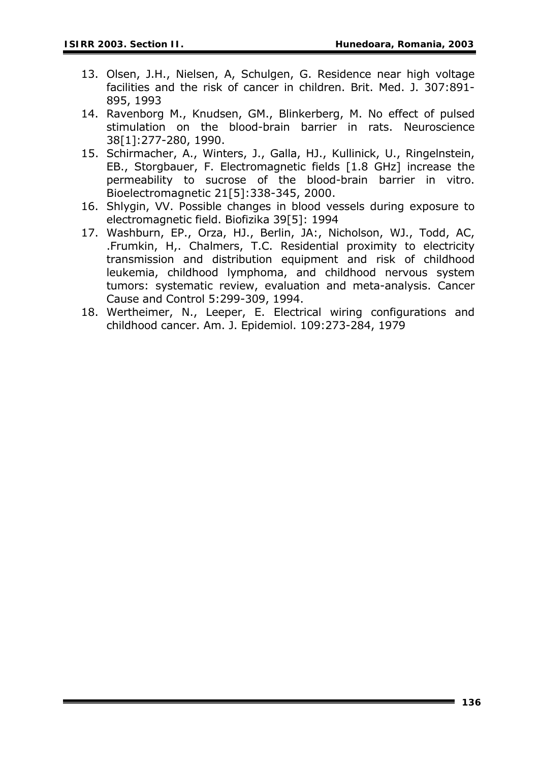13. Olsen, J.H., Nielsen, A, Schulgen, G. Residence near high voltage facilities and the risk of cancer in children. Brit. Med. J. 307:891-895, 1993
14. Ravenborg M., Knudsen, GM., Blinkerberg, M. No effect of pulsed stimulation on the blood-brain barrier in rats. Neuroscience 38[1]:277-280, 1990.
15. Schirmacher, A., Winters, J., Galla, HJ., Kullinick, U., Ringelnstein, EB., Storgbauer, F. Electromagnetic fields [1.8 GHz] increase the permeability to sucrose of the blood-brain barrier in vitro. Bioelectromagnetic 21[5]:338-345, 2000.
16. Shlygin, VV. Possible changes in blood vessels during exposure to electromagnetic field. Biofizika 39[5]: 1994
17. Washburn, EP., Orza, HJ., Berlin, JA:., Nicholson, WJ., Todd, AC, .Frumkin, H,. Chalmers, T.C. Residential proximity to electricity transmission and distribution equipment and risk of childhood leukemia, childhood lymphoma, and childhood nervous system tumors: systematic review, evaluation and meta-analysis. Cancer Cause and Control 5:299-309, 1994.
18. Wertheimer, N., Leeper, E. Electrical wiring configurations and childhood cancer. Am. J. Epidemiol. 109:273-284, 1979